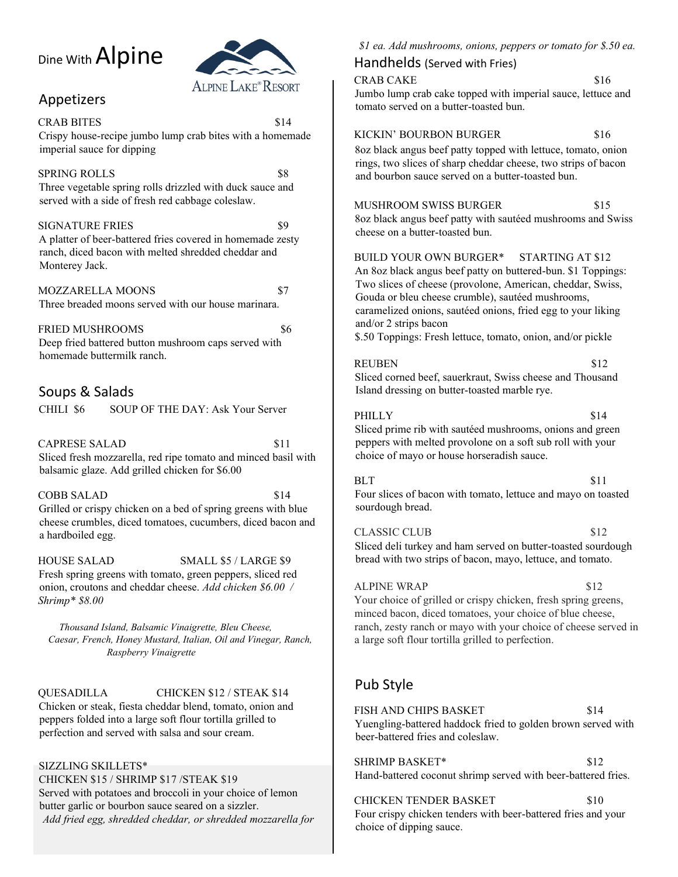# Dine With Alpine

ALPINE LAKE® RESORT

## Appetizers

**CRAB BITES** $14
Crispy house-recipe jumbo lump crab bites with a homemade imperial sauce for dipping

**SPRING ROLLS** $8
Three vegetable spring rolls drizzled with duck sauce and served with a side of fresh red cabbage coleslaw.

**SIGNATURE FRIES** $9
A platter of beer-battered fries covered in homemade zesty ranch, diced bacon with melted shredded cheddar and Monterey Jack.

**MOZZARELLA MOONS** $7
Three breaded moons served with our house marinara.

**FRIED MUSHROOMS** $6
Deep fried battered button mushroom caps served with homemade buttermilk ranch.

## Soups & Salads

**CHILI** $6 **SOUP OF THE DAY:** Ask Your Server

**CAPRESE SALAD** $11
Sliced fresh mozzarella, red ripe tomato and minced basil with balsamic glaze. Add grilled chicken for $6.00

**COBB SALAD** $14
Grilled or crispy chicken on a bed of spring greens with blue cheese crumbles, diced tomatoes, cucumbers, diced bacon and a hardboiled egg.

**HOUSE SALAD** SMALL $5 / LARGE $9
Fresh spring greens with tomato, green peppers, sliced red onion, croutons and cheddar cheese. *Add chicken $6.00 / Shrimp* $8.00*

*Thousand Island, Balsamic Vinaigrette, Bleu Cheese, Caesar, French, Honey Mustard, Italian, Oil and Vinegar, Ranch, Raspberry Vinaigrette*

**QUESADILLA** CHICKEN $12 / STEAK $14
Chicken or steak, fiesta cheddar blend, tomato, onion and peppers folded into a large soft flour tortilla grilled to perfection and served with salsa and sour cream.

**SIZZLING SKILLETS***
CHICKEN $15 / SHRIMP $17 /STEAK $19
Served with potatoes and broccoli in your choice of lemon butter garlic or bourbon sauce seared on a sizzler.
*Add fried egg, shredded cheddar, or shredded mozzarella for $1 ea. Add mushrooms, onions, peppers or tomato for $.50 ea.*

## Handhelds (Served with Fries)

**CRAB CAKE** $16
Jumbo lump crab cake topped with imperial sauce, lettuce and tomato served on a butter-toasted bun.

**KICKIN' BOURBON BURGER** $16
8oz black angus beef patty topped with lettuce, tomato, onion rings, two slices of sharp cheddar cheese, two strips of bacon and bourbon sauce served on a butter-toasted bun.

**MUSHROOM SWISS BURGER** $15
8oz black angus beef patty with sautéed mushrooms and Swiss cheese on a butter-toasted bun.

**BUILD YOUR OWN BURGER*** STARTING AT $12
An 8oz black angus beef patty on buttered-bun. $1 Toppings: Two slices of cheese (provolone, American, cheddar, Swiss, Gouda or bleu cheese crumble), sautéed mushrooms, caramelized onions, sautéed onions, fried egg to your liking and/or 2 strips bacon
$.50 Toppings: Fresh lettuce, tomato, onion, and/or pickle

**REUBEN** $12
Sliced corned beef, sauerkraut, Swiss cheese and Thousand Island dressing on butter-toasted marble rye.

**PHILLY** $14
Sliced prime rib with sautéed mushrooms, onions and green peppers with melted provolone on a soft sub roll with your choice of mayo or house horseradish sauce.

**BLT** $11
Four slices of bacon with tomato, lettuce and mayo on toasted sourdough bread.

**CLASSIC CLUB** $12
Sliced deli turkey and ham served on butter-toasted sourdough bread with two strips of bacon, mayo, lettuce, and tomato.

**ALPINE WRAP** $12
Your choice of grilled or crispy chicken, fresh spring greens, minced bacon, diced tomatoes, your choice of blue cheese, ranch, zesty ranch or mayo with your choice of cheese served in a large soft flour tortilla grilled to perfection.

## Pub Style

**FISH AND CHIPS BASKET** $14
Yuengling-battered haddock fried to golden brown served with beer-battered fries and coleslaw.

**SHRIMP BASKET*** $12
Hand-battered coconut shrimp served with beer-battered fries.

**CHICKEN TENDER BASKET** $10
Four crispy chicken tenders with beer-battered fries and your choice of dipping sauce.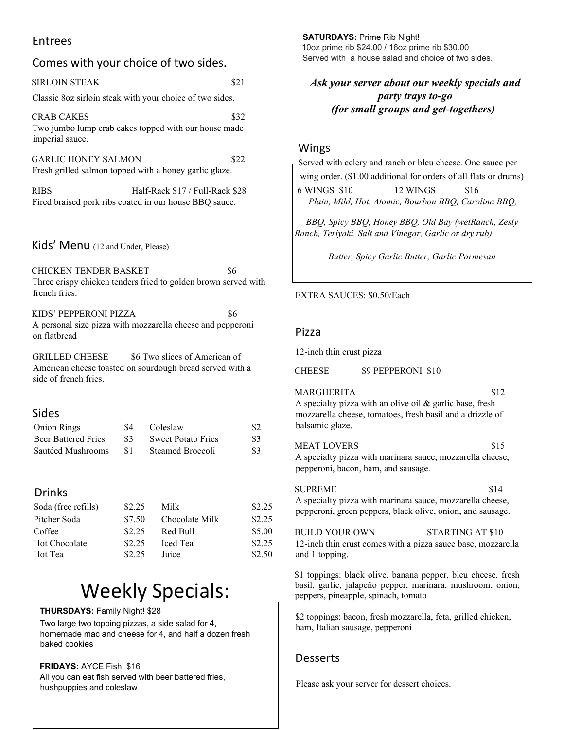## Entrees

### Comes with your choice of two sides.

SIRLOIN STEAK $21

Classic 8oz sirloin steak with your choice of two sides.

CRAB CAKES $32

Two jumbo lump crab cakes topped with our house made imperial sauce.

GARLIC HONEY SALMON $22

Fresh grilled salmon topped with a honey garlic glaze.

RIBS Half-Rack $17 / Full-Rack $28

Fired braised pork ribs coated in our house BBQ sauce.

## Kids' Menu (12 and Under, Please)

CHICKEN TENDER BASKET $6

Three crispy chicken tenders fried to golden brown served with french fries.

KIDS' PEPPERONI PIZZA $6

A personal size pizza with mozzarella cheese and pepperoni on flatbread

GRILLED CHEESE $6 Two slices of American of American cheese toasted on sourdough bread served with a side of french fries.

## Sides

| | | | |
|---|---|---|---|
| Onion Rings | $4 | Coleslaw | $2 |
| Beer Battered Fries | $3 | Sweet Potato Fries | $3 |
| Sautéed Mushrooms | $1 | Steamed Broccoli | $3 |

## Drinks

| | | | |
|---|---|---|---|
| Soda (free refills) | $2.25 | Milk | $2.25 |
| Pitcher Soda | $7.50 | Chocolate Milk | $2.25 |
| Coffee | $2.25 | Red Bull | $5.00 |
| Hot Chocolate | $2.25 | Iced Tea | $2.25 |
| Hot Tea | $2.25 | Juice | $2.50 |

# Weekly Specials:

**THURSDAYS:** Family Night! $28

Two large two topping pizzas, a side salad for 4, homemade mac and cheese for 4, and half a dozen fresh baked cookies

**FRIDAYS:** AYCE Fish! $16

All you can eat fish served with beer battered fries, hushpuppies and coleslaw

**SATURDAYS:** Prime Rib Night!

10oz prime rib $24.00 / 16oz prime rib $30.00

Served with a house salad and choice of two sides.

***Ask your server about our weekly specials and party trays to-go (for small groups and get-togethers)***

## Wings

Served with celery and ranch or bleu cheese. One sauce per wing order. ($1.00 additional for orders of all flats or drums)

6 WINGS $10 12 WINGS $16

*Plain, Mild, Hot, Atomic, Bourbon BBQ, Carolina BBQ,*

*BBQ, Spicy BBQ, Honey BBQ, Old Bay (wetRanch, Zesty Ranch, Teriyaki, Salt and Vinegar, Garlic or dry rub),*

*Butter, Spicy Garlic Butter, Garlic Parmesan*

EXTRA SAUCES: $0.50/Each

## Pizza

12-inch thin crust pizza

CHEESE $9 PEPPERONI $10

MARGHERITA $12

A specialty pizza with an olive oil & garlic base, fresh mozzarella cheese, tomatoes, fresh basil and a drizzle of balsamic glaze.

MEAT LOVERS $15

A specialty pizza with marinara sauce, mozzarella cheese, pepperoni, bacon, ham, and sausage.

SUPREME $14

A specialty pizza with marinara sauce, mozzarella cheese, pepperoni, green peppers, black olive, onion, and sausage.

BUILD YOUR OWN STARTING AT $10

12-inch thin crust comes with a pizza sauce base, mozzarella and 1 topping.

$1 toppings: black olive, banana pepper, bleu cheese, fresh basil, garlic, jalapeño pepper, marinara, mushroom, onion, peppers, pineapple, spinach, tomato

$2 toppings: bacon, fresh mozzarella, feta, grilled chicken, ham, Italian sausage, pepperoni

## Desserts

Please ask your server for dessert choices.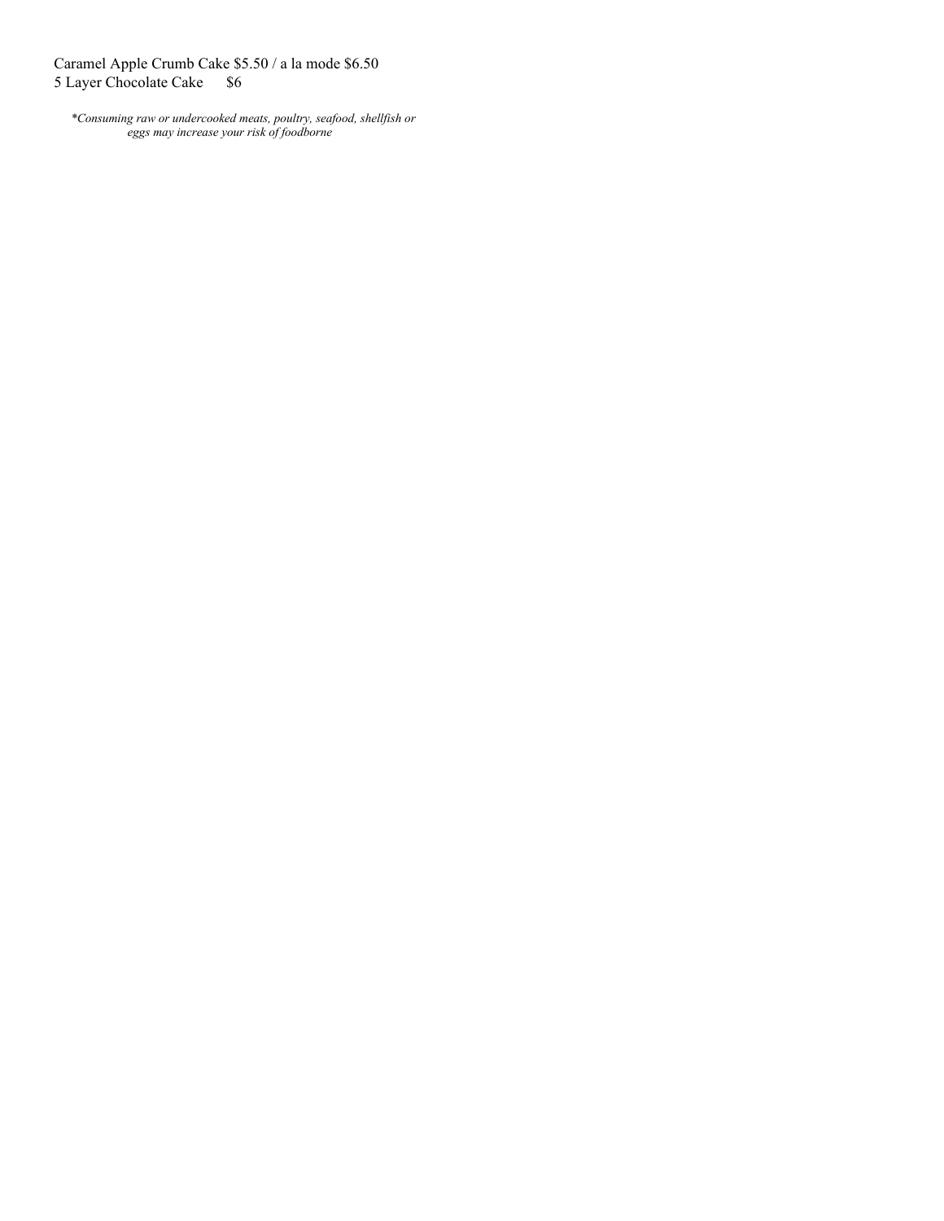Caramel Apple Crumb Cake $5.50 / a la mode $6.50
5 Layer Chocolate Cake $6

*\*Consuming raw or undercooked meats, poultry, seafood, shellfish or eggs may increase your risk of foodborne*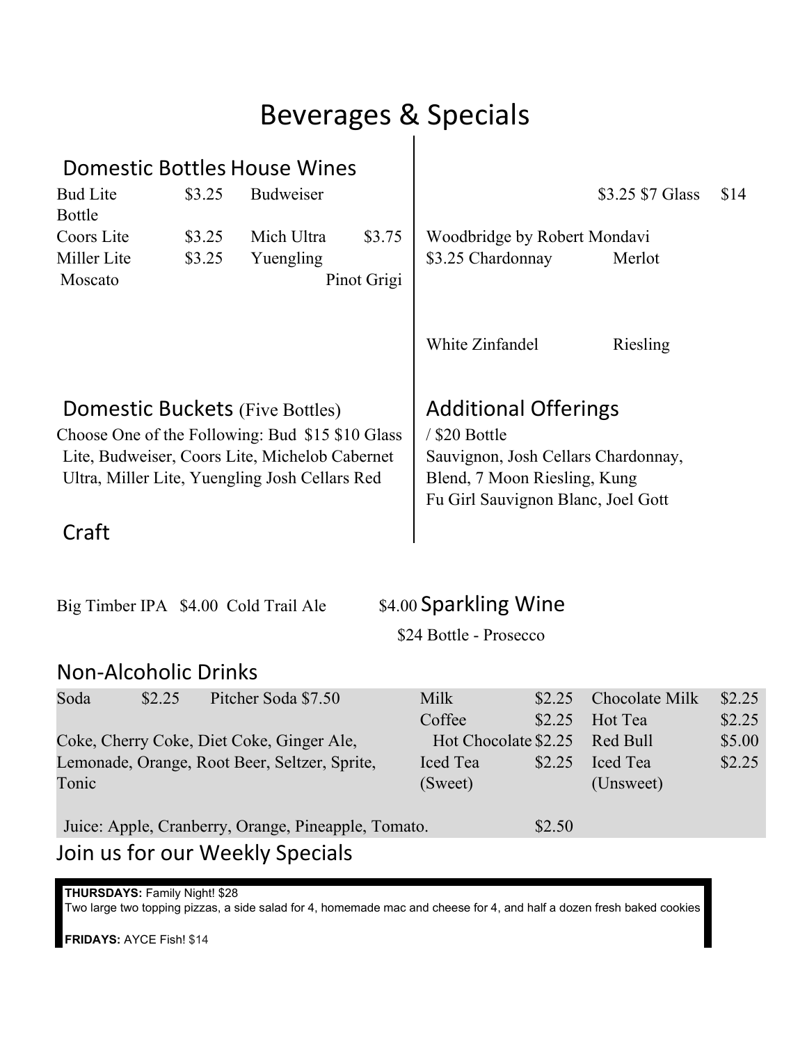# Beverages & Specials

## Domestic Bottles House Wines

| | | | |
|---|---|---|---|
| Bud Lite Bottle | $3.25 | Budweiser | $3.25 $7 Glass $14 |
| Coors Lite | $3.25 | Mich Ultra | $3.75 |
| Miller Lite | $3.25 | Yuengling | $3.25 |

Woodbridge by Robert Mondavi

Chardonnay Merlot Moscato Pinot Grigi

White Zinfandel Riesling

## Domestic Buckets (Five Bottles)

Choose One of the Following: Bud Lite, Budweiser, Coors Lite, Michelob Ultra, Miller Lite, Yuengling $15

## Additional Offerings

$10 Glass / $20 Bottle

Cabernet Sauvignon, Josh Cellars Chardonnay, Josh Cellars Red Blend, 7 Moon Riesling, Kung Fu Girl Sauvignon Blanc, Joel Gott

## Craft

Big Timber IPA $4.00 Cold Trail Ale $4.00

## Sparkling Wine

$24 Bottle - Prosecco

## Non-Alcoholic Drinks

| | | | | | | |
|---|---|---|---|---|---|---|
| Soda $2.25 | Pitcher Soda $7.50 | Milk | $2.25 | Chocolate Milk | $2.25 |
| | | Coffee | $2.25 | Hot Tea | $2.25 |
| Coke, Cherry Coke, Diet Coke, Ginger Ale, Lemonade, Orange, Root Beer, Seltzer, Sprite, Tonic | | Hot Chocolate | $2.25 | Red Bull | $5.00 |
| | | Iced Tea (Sweet) | $2.25 | Iced Tea (Unsweet) | $2.25 |

Juice: Apple, Cranberry, Orange, Pineapple, Tomato. $2.50

## Join us for our Weekly Specials

**THURSDAYS:** Family Night! $28
Two large two topping pizzas, a side salad for 4, homemade mac and cheese for 4, and half a dozen fresh baked cookies

**FRIDAYS:** AYCE Fish! $14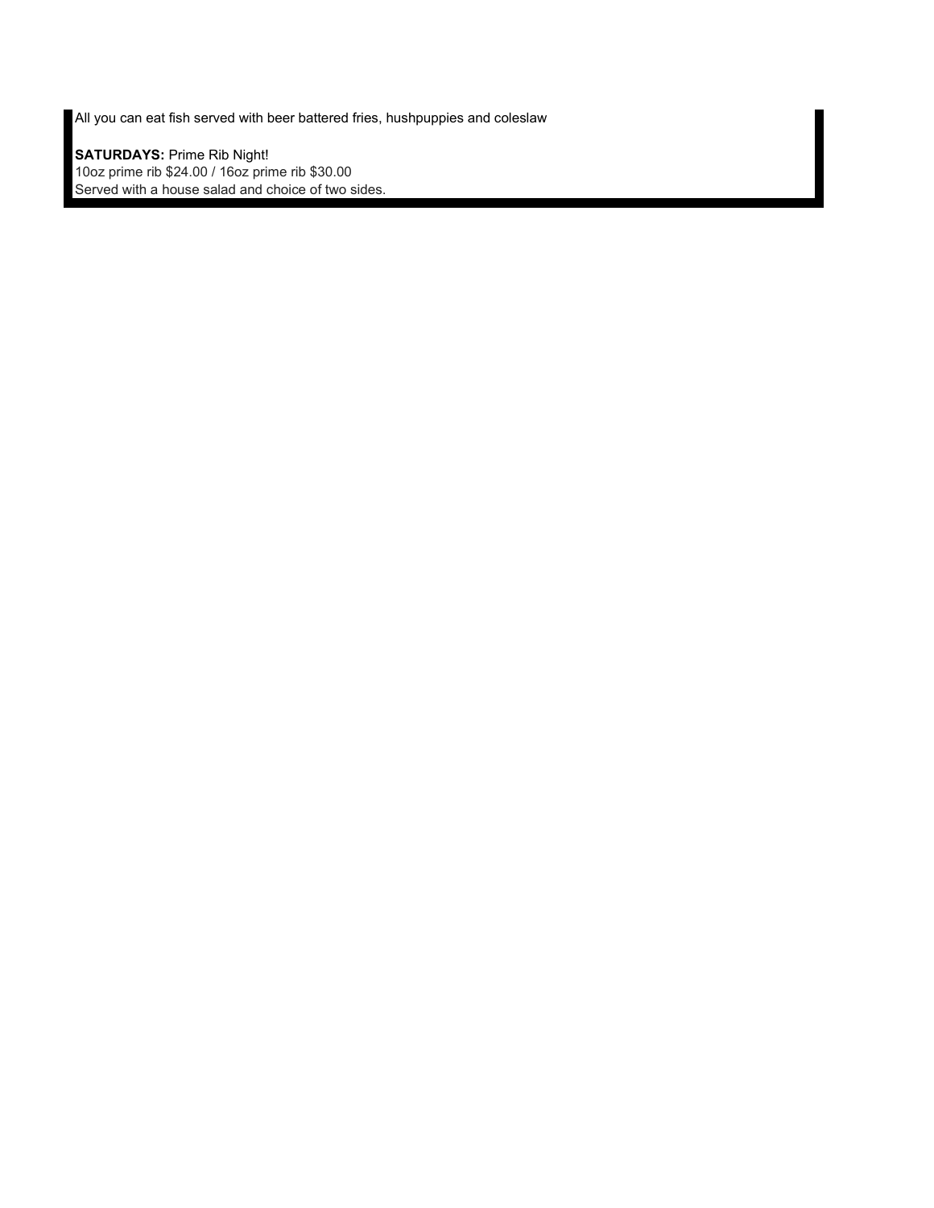All you can eat fish served with beer battered fries, hushpuppies and coleslaw

**SATURDAYS:** Prime Rib Night!
10oz prime rib $24.00 / 16oz prime rib $30.00
Served with a house salad and choice of two sides.